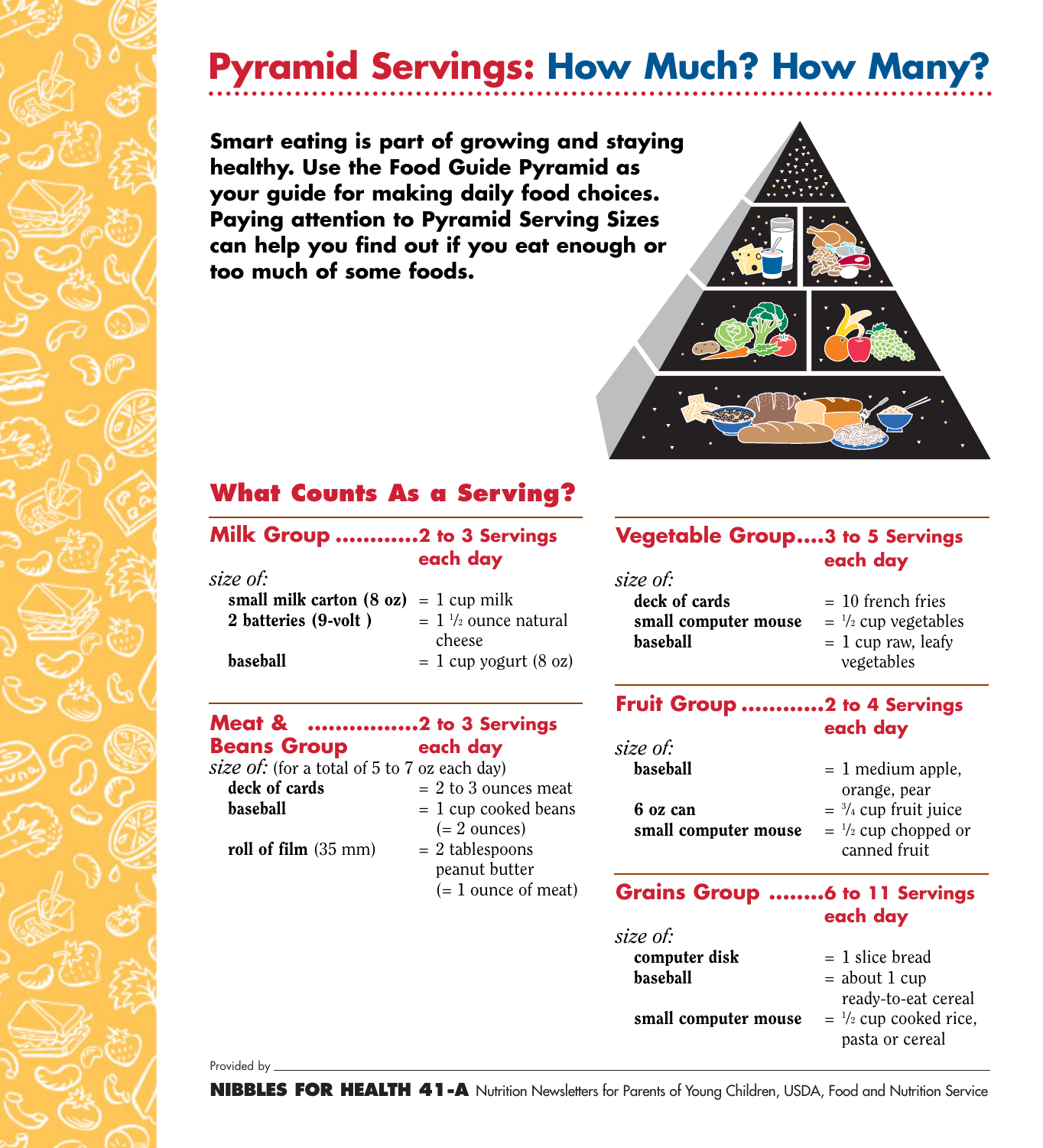# Pyramid Servings: How Much? How Many?

**Smart eating is part of growing and staying healthy. Use the Food Guide Pyramid as your guide for making daily food choices. Paying attention to Pyramid Serving Sizes can help you find out if you eat enough or too much of some foods.**

## What Counts As a Serving?

### Milk Group ............2 to 3 Servings each day

*size of:*

| | |
|---|---|
| **small milk carton (8 oz)** | = 1 cup milk |
| **2 batteries (9-volt )** | = 1 1/2 ounce natural cheese |
| **baseball** | = 1 cup yogurt (8 oz) |

### Meat & Beans Group ................2 to 3 Servings each day

*size of:* (for a total of 5 to 7 oz each day)

| | |
|---|---|
| **deck of cards** | = 2 to 3 ounces meat |
| **baseball** | = 1 cup cooked beans (= 2 ounces) |
| **roll of film** (35 mm) | = 2 tablespoons peanut butter (= 1 ounce of meat) |

### Vegetable Group....3 to 5 Servings each day

*size of:*

| | |
|---|---|
| **deck of cards** | = 10 french fries |
| **small computer mouse** | = 1/2 cup vegetables |
| **baseball** | = 1 cup raw, leafy vegetables |

### Fruit Group ............2 to 4 Servings each day

*size of:*

| | |
|---|---|
| **baseball** | = 1 medium apple, orange, pear |
| **6 oz can** | = 3/4 cup fruit juice |
| **small computer mouse** | = 1/2 cup chopped or canned fruit |

### Grains Group ........6 to 11 Servings each day

*size of:*

| | |
|---|---|
| **computer disk** | = 1 slice bread |
| **baseball** | = about 1 cup ready-to-eat cereal |
| **small computer mouse** | = 1/2 cup cooked rice, pasta or cereal |

Provided by ______________________________

**NIBBLES FOR HEALTH 41-A** Nutrition Newsletters for Parents of Young Children, USDA, Food and Nutrition Service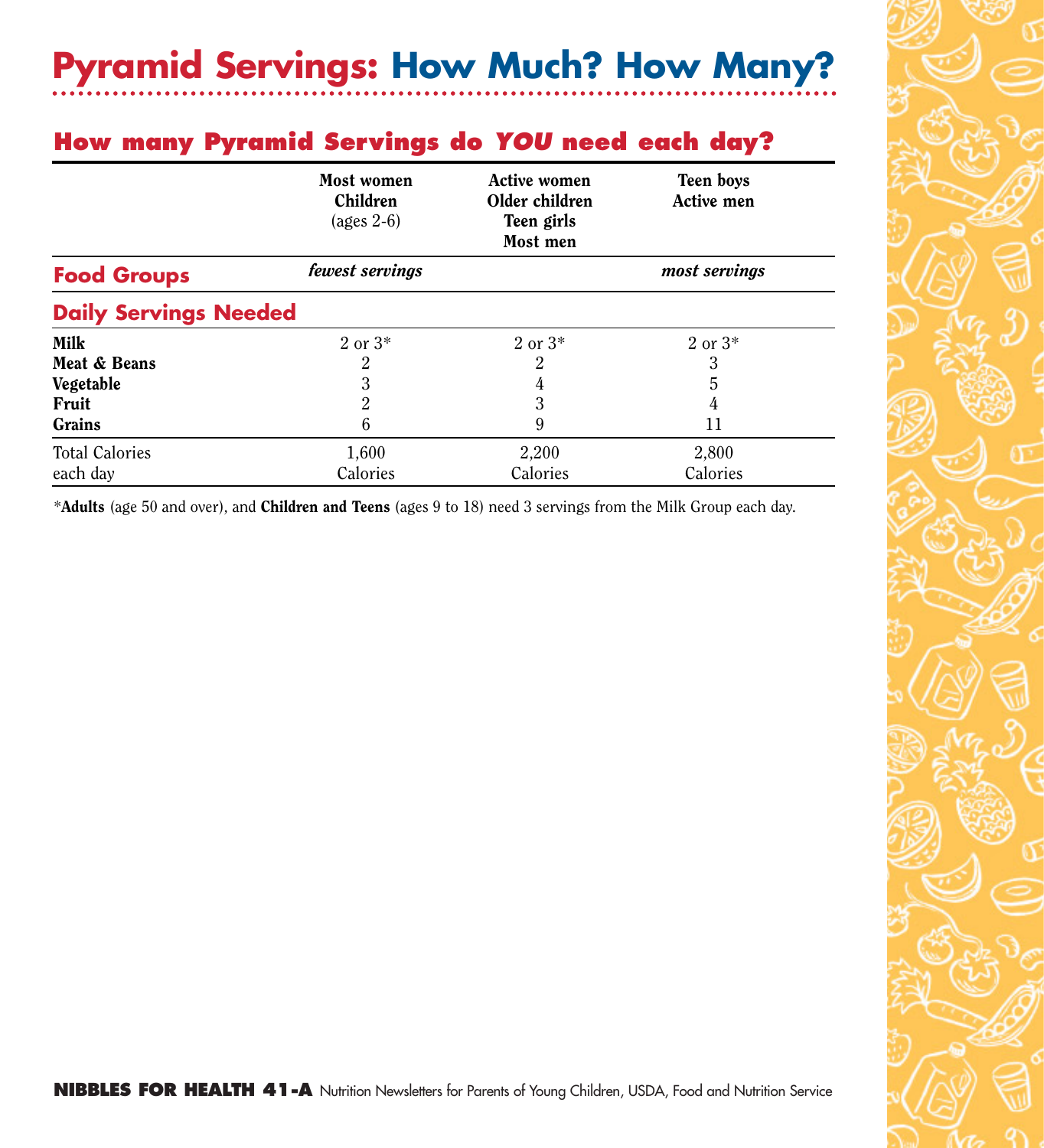# Pyramid Servings: How Much? How Many?

## How many Pyramid Servings do *YOU* need each day?

| | Most women<br>Children<br>(ages 2-6) | Active women<br>Older children<br>Teen girls<br>Most men | Teen boys<br>Active men |
|---|---|---|---|
| **Food Groups** | *fewest servings* | | *most servings* |
| **Daily Servings Needed** | | | |
| **Milk** | 2 or 3* | 2 or 3* | 2 or 3* |
| **Meat & Beans** | 2 | 2 | 3 |
| **Vegetable** | 3 | 4 | 5 |
| **Fruit** | 2 | 3 | 4 |
| **Grains** | 6 | 9 | 11 |
| Total Calories each day | 1,600 Calories | 2,200 Calories | 2,800 Calories |

*__Adults__ (age 50 and over), and **Children and Teens** (ages 9 to 18) need 3 servings from the Milk Group each day.

**NIBBLES FOR HEALTH 41-A** Nutrition Newsletters for Parents of Young Children, USDA, Food and Nutrition Service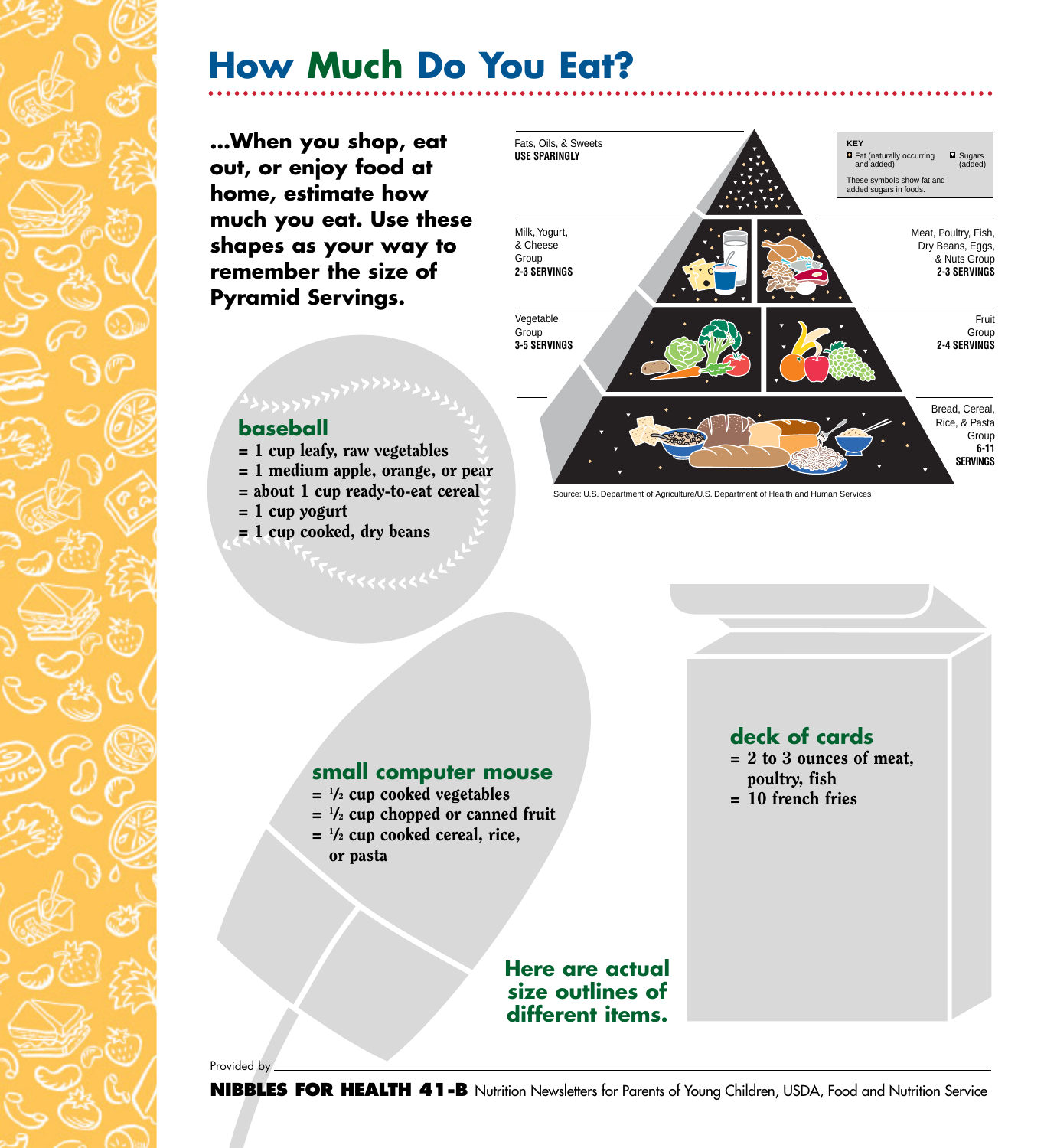# How Much Do You Eat?

**...When you shop, eat out, or enjoy food at home, estimate how much you eat. Use these shapes as your way to remember the size of Pyramid Servings.**

Fats, Oils, & Sweets
**USE SPARINGLY**

Milk, Yogurt, & Cheese Group
**2-3 SERVINGS**

Meat, Poultry, Fish, Dry Beans, Eggs, & Nuts Group
**2-3 SERVINGS**

Vegetable Group
**3-5 SERVINGS**

Fruit Group
**2-4 SERVINGS**

Bread, Cereal, Rice, & Pasta Group
**6-11 SERVINGS**

**KEY**
Fat (naturally occurring and added)
Sugars (added)
These symbols show fat and added sugars in foods.

Source: U.S. Department of Agriculture/U.S. Department of Health and Human Services

## baseball

- = 1 cup leafy, raw vegetables
- = 1 medium apple, orange, or pear
- = about 1 cup ready-to-eat cereal
- = 1 cup yogurt
- = 1 cup cooked, dry beans

## small computer mouse

- = 1/2 cup cooked vegetables
- = 1/2 cup chopped or canned fruit
- = 1/2 cup cooked cereal, rice, or pasta

## deck of cards

- = 2 to 3 ounces of meat, poultry, fish
- = 10 french fries

**Here are actual size outlines of different items.**

Provided by ____________________

**NIBBLES FOR HEALTH 41-B** Nutrition Newsletters for Parents of Young Children, USDA, Food and Nutrition Service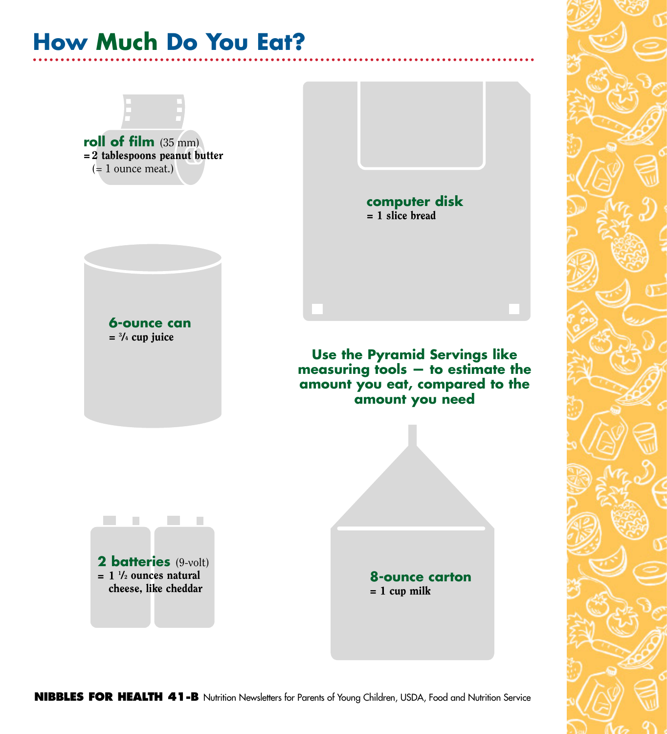# How Much Do You Eat?

**roll of film** (35 mm)
**= 2 tablespoons peanut butter**
(= 1 ounce meat.)

**computer disk**
**= 1 slice bread**

**6-ounce can**
**= 3/4 cup juice**

**Use the Pyramid Servings like measuring tools — to estimate the amount you eat, compared to the amount you need**

**2 batteries** (9-volt)
**= 1 1/2 ounces natural cheese, like cheddar**

**8-ounce carton**
**= 1 cup milk**

**NIBBLES FOR HEALTH 41-B** Nutrition Newsletters for Parents of Young Children, USDA, Food and Nutrition Service